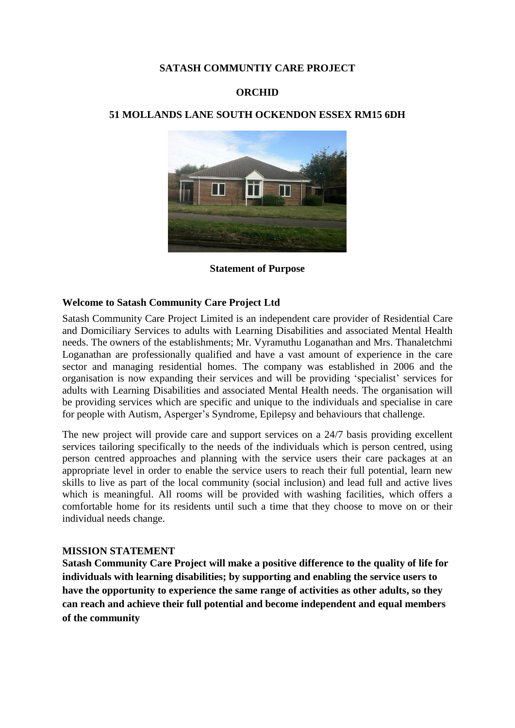**SATASH COMMUNTIY CARE PROJECT**

**ORCHID**

**51 MOLLANDS LANE SOUTH OCKENDON ESSEX RM15 6DH**

**Statement of Purpose**

**Welcome to Satash Community Care Project Ltd**

Satash Community Care Project Limited is an independent care provider of Residential Care and Domiciliary Services to adults with Learning Disabilities and associated Mental Health needs. The owners of the establishments; Mr. Vyramuthu Loganathan and Mrs. Thanaletchmi Loganathan are professionally qualified and have a vast amount of experience in the care sector and managing residential homes. The company was established in 2006 and the organisation is now expanding their services and will be providing 'specialist' services for adults with Learning Disabilities and associated Mental Health needs. The organisation will be providing services which are specific and unique to the individuals and specialise in care for people with Autism, Asperger's Syndrome, Epilepsy and behaviours that challenge.

The new project will provide care and support services on a 24/7 basis providing excellent services tailoring specifically to the needs of the individuals which is person centred, using person centred approaches and planning with the service users their care packages at an appropriate level in order to enable the service users to reach their full potential, learn new skills to live as part of the local community (social inclusion) and lead full and active lives which is meaningful. All rooms will be provided with washing facilities, which offers a comfortable home for its residents until such a time that they choose to move on or their individual needs change.

**MISSION STATEMENT**

**Satash Community Care Project will make a positive difference to the quality of life for individuals with learning disabilities; by supporting and enabling the service users to have the opportunity to experience the same range of activities as other adults, so they can reach and achieve their full potential and become independent and equal members of the community**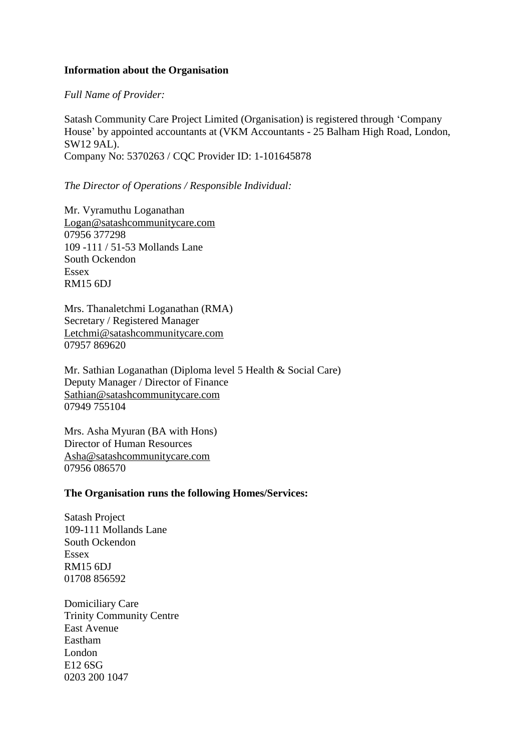**Information about the Organisation**

*Full Name of Provider:*

Satash Community Care Project Limited (Organisation) is registered through 'Company House' by appointed accountants at (VKM Accountants - 25 Balham High Road, London, SW12 9AL).
Company No: 5370263 / CQC Provider ID: 1-101645878

*The Director of Operations / Responsible Individual:*

Mr. Vyramuthu Loganathan
Logan@satashcommunitycare.com
07956 377298
109 -111 / 51-53 Mollands Lane
South Ockendon
Essex
RM15 6DJ

Mrs. Thanaletchmi Loganathan (RMA)
Secretary / Registered Manager
Letchmi@satashcommunitycare.com
07957 869620

Mr. Sathian Loganathan (Diploma level 5 Health & Social Care)
Deputy Manager / Director of Finance
Sathian@satashcommunitycare.com
07949 755104

Mrs. Asha Myuran (BA with Hons)
Director of Human Resources
Asha@satashcommunitycare.com
07956 086570

**The Organisation runs the following Homes/Services:**

Satash Project
109-111 Mollands Lane
South Ockendon
Essex
RM15 6DJ
01708 856592

Domiciliary Care
Trinity Community Centre
East Avenue
Eastham
London
E12 6SG
0203 200 1047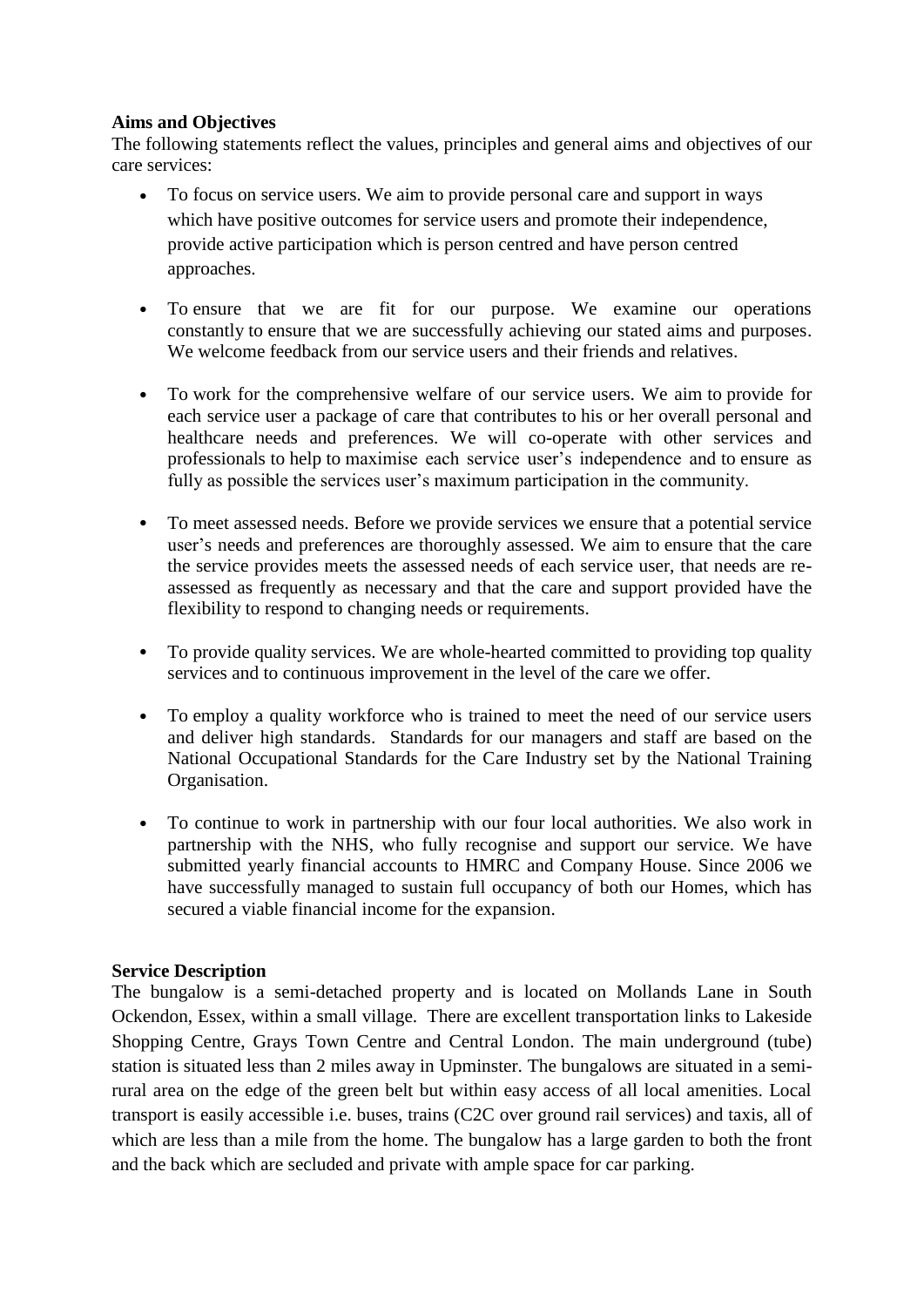**Aims and Objectives**

The following statements reflect the values, principles and general aims and objectives of our care services:

- To focus on service users. We aim to provide personal care and support in ways which have positive outcomes for service users and promote their independence, provide active participation which is person centred and have person centred approaches.
- To ensure that we are fit for our purpose. We examine our operations constantly to ensure that we are successfully achieving our stated aims and purposes. We welcome feedback from our service users and their friends and relatives.
- To work for the comprehensive welfare of our service users. We aim to provide for each service user a package of care that contributes to his or her overall personal and healthcare needs and preferences. We will co-operate with other services and professionals to help to maximise each service user's independence and to ensure as fully as possible the services user's maximum participation in the community.
- To meet assessed needs. Before we provide services we ensure that a potential service user's needs and preferences are thoroughly assessed. We aim to ensure that the care the service provides meets the assessed needs of each service user, that needs are re-assessed as frequently as necessary and that the care and support provided have the flexibility to respond to changing needs or requirements.
- To provide quality services. We are whole-hearted committed to providing top quality services and to continuous improvement in the level of the care we offer.
- To employ a quality workforce who is trained to meet the need of our service users and deliver high standards. Standards for our managers and staff are based on the National Occupational Standards for the Care Industry set by the National Training Organisation.
- To continue to work in partnership with our four local authorities. We also work in partnership with the NHS, who fully recognise and support our service. We have submitted yearly financial accounts to HMRC and Company House. Since 2006 we have successfully managed to sustain full occupancy of both our Homes, which has secured a viable financial income for the expansion.

**Service Description**

The bungalow is a semi-detached property and is located on Mollands Lane in South Ockendon, Essex, within a small village. There are excellent transportation links to Lakeside Shopping Centre, Grays Town Centre and Central London. The main underground (tube) station is situated less than 2 miles away in Upminster. The bungalows are situated in a semi-rural area on the edge of the green belt but within easy access of all local amenities. Local transport is easily accessible i.e. buses, trains (C2C over ground rail services) and taxis, all of which are less than a mile from the home. The bungalow has a large garden to both the front and the back which are secluded and private with ample space for car parking.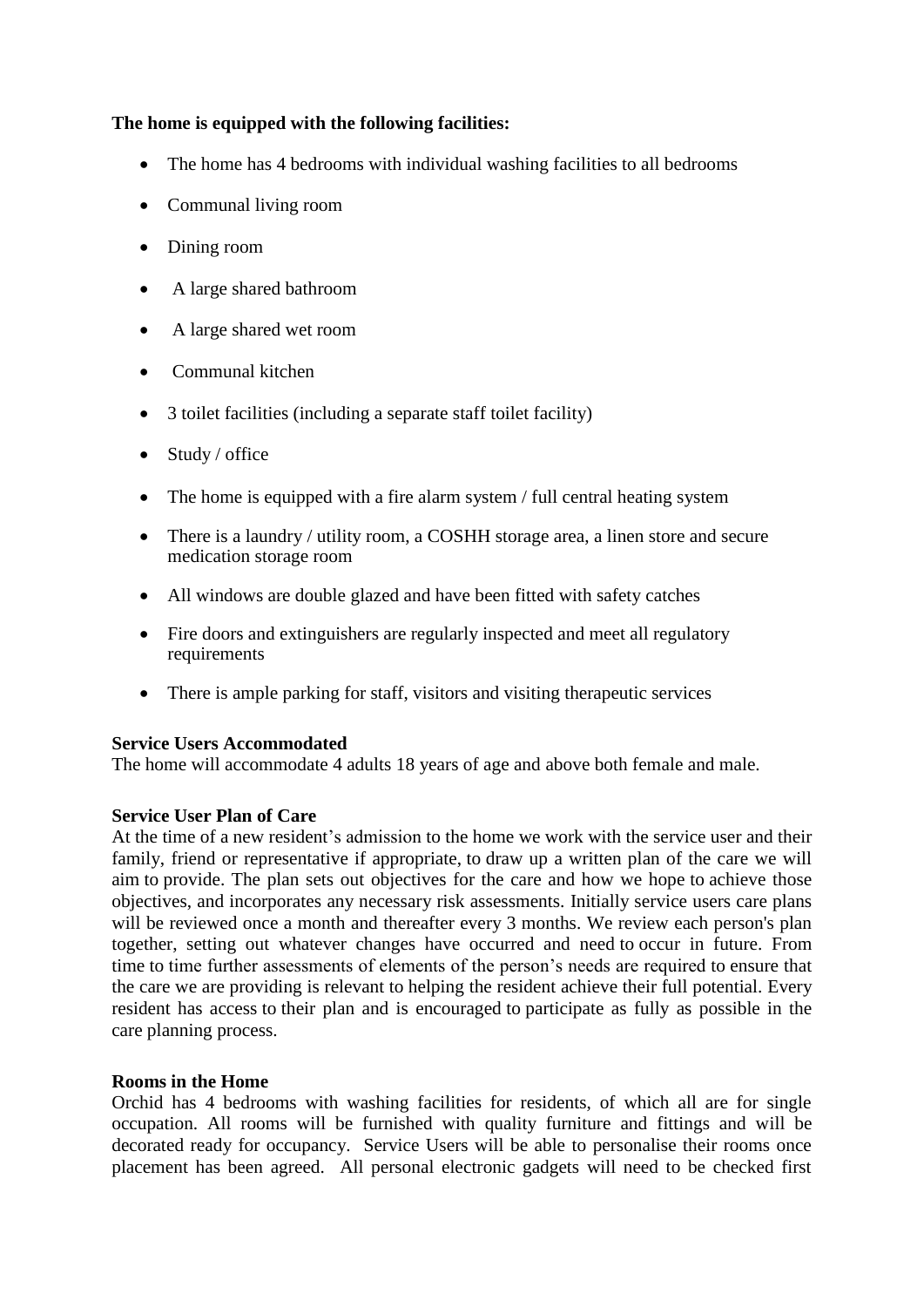**The home is equipped with the following facilities:**

- The home has 4 bedrooms with individual washing facilities to all bedrooms
- Communal living room
- Dining room
- A large shared bathroom
- A large shared wet room
- Communal kitchen
- 3 toilet facilities (including a separate staff toilet facility)
- Study / office
- The home is equipped with a fire alarm system / full central heating system
- There is a laundry / utility room, a COSHH storage area, a linen store and secure medication storage room
- All windows are double glazed and have been fitted with safety catches
- Fire doors and extinguishers are regularly inspected and meet all regulatory requirements
- There is ample parking for staff, visitors and visiting therapeutic services

**Service Users Accommodated**
The home will accommodate 4 adults 18 years of age and above both female and male.

**Service User Plan of Care**
At the time of a new resident's admission to the home we work with the service user and their family, friend or representative if appropriate, to draw up a written plan of the care we will aim to provide. The plan sets out objectives for the care and how we hope to achieve those objectives, and incorporates any necessary risk assessments. Initially service users care plans will be reviewed once a month and thereafter every 3 months. We review each person's plan together, setting out whatever changes have occurred and need to occur in future. From time to time further assessments of elements of the person's needs are required to ensure that the care we are providing is relevant to helping the resident achieve their full potential. Every resident has access to their plan and is encouraged to participate as fully as possible in the care planning process.

**Rooms in the Home**
Orchid has 4 bedrooms with washing facilities for residents, of which all are for single occupation. All rooms will be furnished with quality furniture and fittings and will be decorated ready for occupancy. Service Users will be able to personalise their rooms once placement has been agreed. All personal electronic gadgets will need to be checked first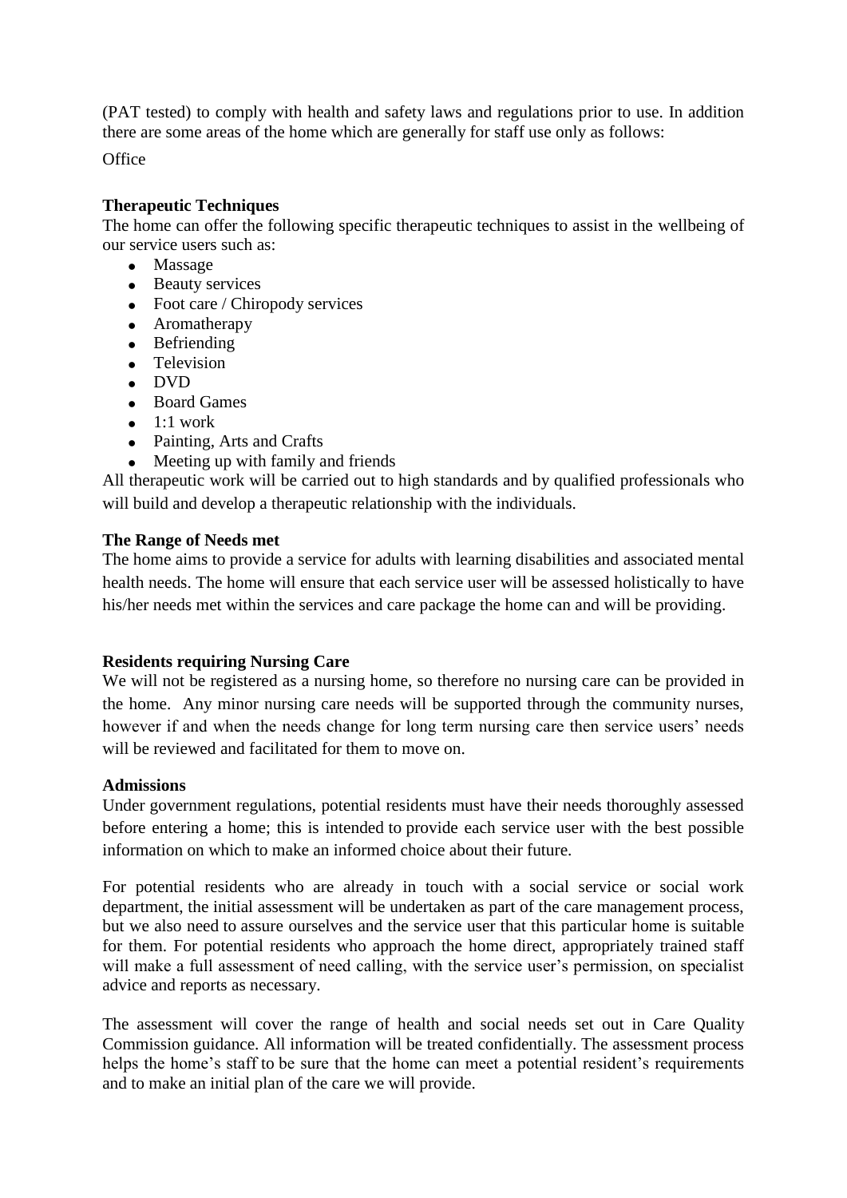(PAT tested) to comply with health and safety laws and regulations prior to use. In addition there are some areas of the home which are generally for staff use only as follows:

Office

**Therapeutic Techniques**

The home can offer the following specific therapeutic techniques to assist in the wellbeing of our service users such as:

- Massage
- Beauty services
- Foot care / Chiropody services
- Aromatherapy
- Befriending
- Television
- DVD
- Board Games
- 1:1 work
- Painting, Arts and Crafts
- Meeting up with family and friends

All therapeutic work will be carried out to high standards and by qualified professionals who will build and develop a therapeutic relationship with the individuals.

**The Range of Needs met**

The home aims to provide a service for adults with learning disabilities and associated mental health needs. The home will ensure that each service user will be assessed holistically to have his/her needs met within the services and care package the home can and will be providing.

**Residents requiring Nursing Care**

We will not be registered as a nursing home, so therefore no nursing care can be provided in the home. Any minor nursing care needs will be supported through the community nurses, however if and when the needs change for long term nursing care then service users' needs will be reviewed and facilitated for them to move on.

**Admissions**

Under government regulations, potential residents must have their needs thoroughly assessed before entering a home; this is intended to provide each service user with the best possible information on which to make an informed choice about their future.

For potential residents who are already in touch with a social service or social work department, the initial assessment will be undertaken as part of the care management process, but we also need to assure ourselves and the service user that this particular home is suitable for them. For potential residents who approach the home direct, appropriately trained staff will make a full assessment of need calling, with the service user's permission, on specialist advice and reports as necessary.

The assessment will cover the range of health and social needs set out in Care Quality Commission guidance. All information will be treated confidentially. The assessment process helps the home's staff to be sure that the home can meet a potential resident's requirements and to make an initial plan of the care we will provide.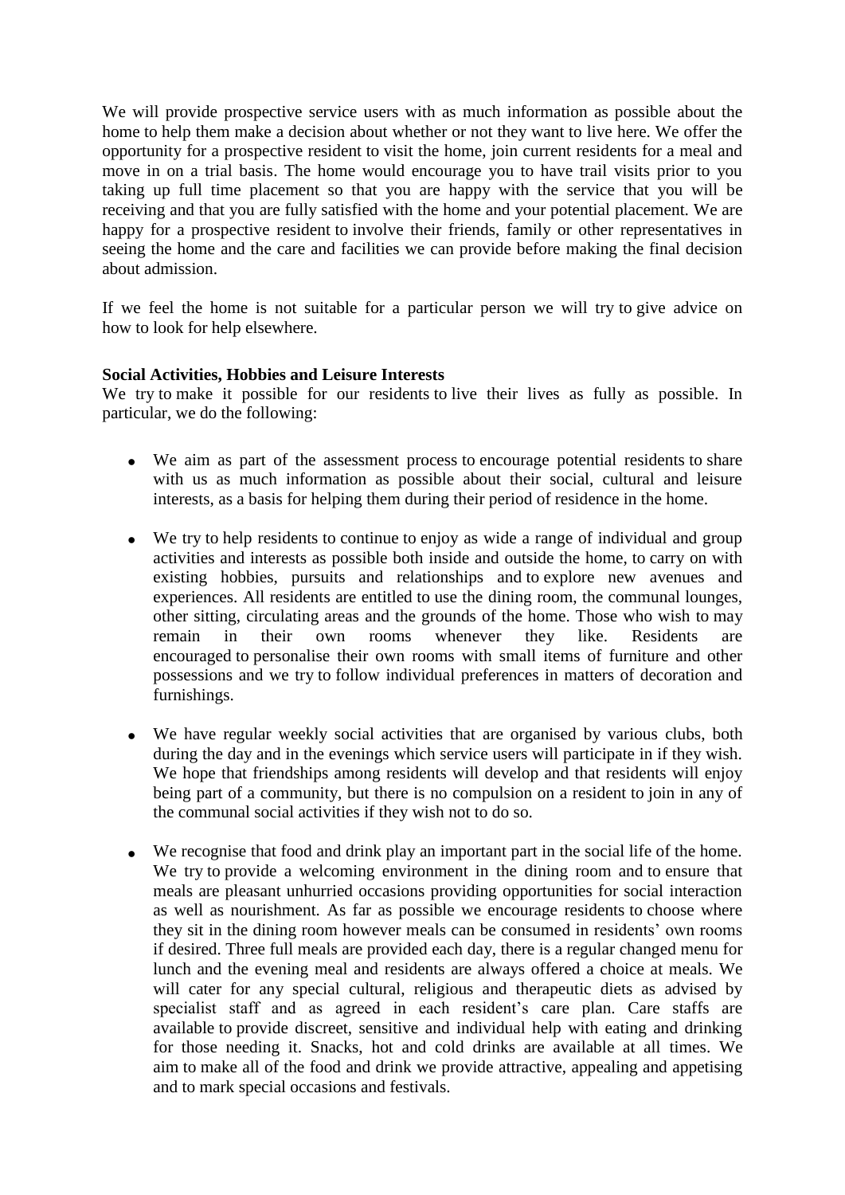We will provide prospective service users with as much information as possible about the home to help them make a decision about whether or not they want to live here. We offer the opportunity for a prospective resident to visit the home, join current residents for a meal and move in on a trial basis. The home would encourage you to have trail visits prior to you taking up full time placement so that you are happy with the service that you will be receiving and that you are fully satisfied with the home and your potential placement. We are happy for a prospective resident to involve their friends, family or other representatives in seeing the home and the care and facilities we can provide before making the final decision about admission.

If we feel the home is not suitable for a particular person we will try to give advice on how to look for help elsewhere.

**Social Activities, Hobbies and Leisure Interests**

We try to make it possible for our residents to live their lives as fully as possible. In particular, we do the following:

- We aim as part of the assessment process to encourage potential residents to share with us as much information as possible about their social, cultural and leisure interests, as a basis for helping them during their period of residence in the home.

- We try to help residents to continue to enjoy as wide a range of individual and group activities and interests as possible both inside and outside the home, to carry on with existing hobbies, pursuits and relationships and to explore new avenues and experiences. All residents are entitled to use the dining room, the communal lounges, other sitting, circulating areas and the grounds of the home. Those who wish to may remain in their own rooms whenever they like. Residents are encouraged to personalise their own rooms with small items of furniture and other possessions and we try to follow individual preferences in matters of decoration and furnishings.

- We have regular weekly social activities that are organised by various clubs, both during the day and in the evenings which service users will participate in if they wish. We hope that friendships among residents will develop and that residents will enjoy being part of a community, but there is no compulsion on a resident to join in any of the communal social activities if they wish not to do so.

- We recognise that food and drink play an important part in the social life of the home. We try to provide a welcoming environment in the dining room and to ensure that meals are pleasant unhurried occasions providing opportunities for social interaction as well as nourishment. As far as possible we encourage residents to choose where they sit in the dining room however meals can be consumed in residents' own rooms if desired. Three full meals are provided each day, there is a regular changed menu for lunch and the evening meal and residents are always offered a choice at meals. We will cater for any special cultural, religious and therapeutic diets as advised by specialist staff and as agreed in each resident's care plan. Care staffs are available to provide discreet, sensitive and individual help with eating and drinking for those needing it. Snacks, hot and cold drinks are available at all times. We aim to make all of the food and drink we provide attractive, appealing and appetising and to mark special occasions and festivals.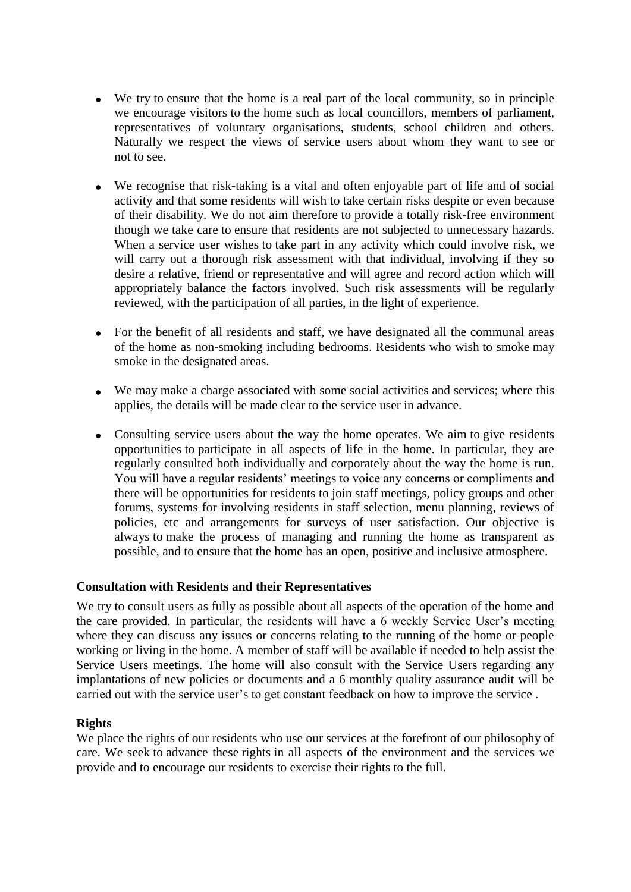- We try to ensure that the home is a real part of the local community, so in principle we encourage visitors to the home such as local councillors, members of parliament, representatives of voluntary organisations, students, school children and others. Naturally we respect the views of service users about whom they want to see or not to see.

- We recognise that risk-taking is a vital and often enjoyable part of life and of social activity and that some residents will wish to take certain risks despite or even because of their disability. We do not aim therefore to provide a totally risk-free environment though we take care to ensure that residents are not subjected to unnecessary hazards. When a service user wishes to take part in any activity which could involve risk, we will carry out a thorough risk assessment with that individual, involving if they so desire a relative, friend or representative and will agree and record action which will appropriately balance the factors involved. Such risk assessments will be regularly reviewed, with the participation of all parties, in the light of experience.

- For the benefit of all residents and staff, we have designated all the communal areas of the home as non-smoking including bedrooms. Residents who wish to smoke may smoke in the designated areas.

- We may make a charge associated with some social activities and services; where this applies, the details will be made clear to the service user in advance.

- Consulting service users about the way the home operates. We aim to give residents opportunities to participate in all aspects of life in the home. In particular, they are regularly consulted both individually and corporately about the way the home is run. You will have a regular residents' meetings to voice any concerns or compliments and there will be opportunities for residents to join staff meetings, policy groups and other forums, systems for involving residents in staff selection, menu planning, reviews of policies, etc and arrangements for surveys of user satisfaction. Our objective is always to make the process of managing and running the home as transparent as possible, and to ensure that the home has an open, positive and inclusive atmosphere.

**Consultation with Residents and their Representatives**

We try to consult users as fully as possible about all aspects of the operation of the home and the care provided. In particular, the residents will have a 6 weekly Service User's meeting where they can discuss any issues or concerns relating to the running of the home or people working or living in the home. A member of staff will be available if needed to help assist the Service Users meetings. The home will also consult with the Service Users regarding any implantations of new policies or documents and a 6 monthly quality assurance audit will be carried out with the service user's to get constant feedback on how to improve the service .

**Rights**

We place the rights of our residents who use our services at the forefront of our philosophy of care. We seek to advance these rights in all aspects of the environment and the services we provide and to encourage our residents to exercise their rights to the full.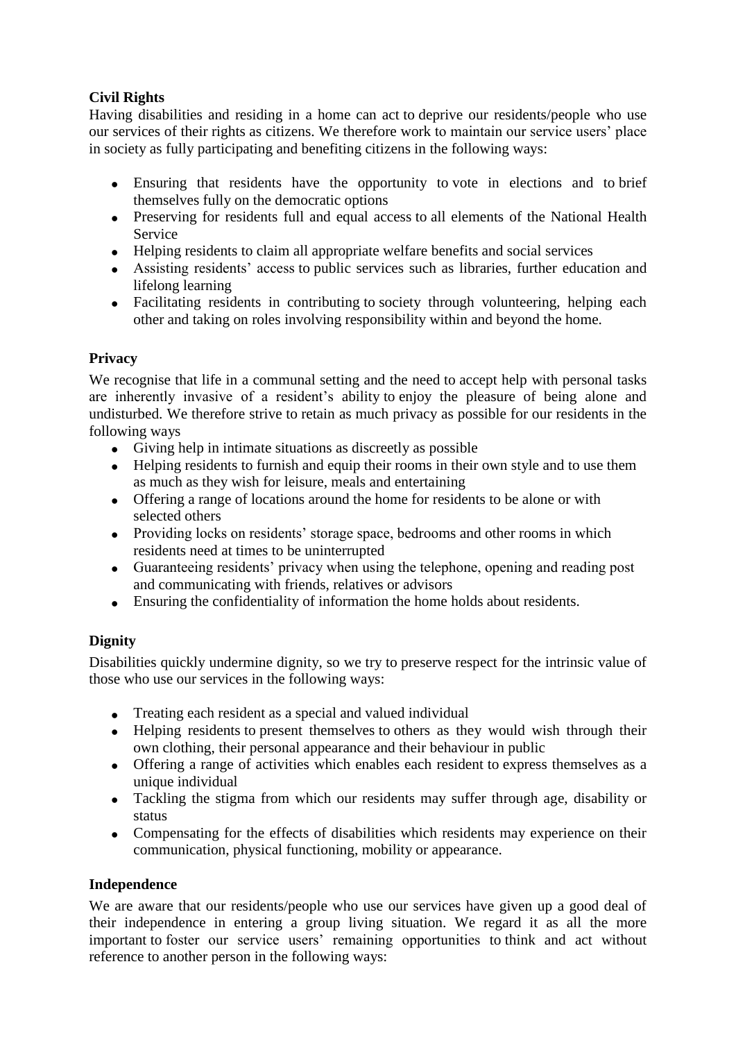**Civil Rights**

Having disabilities and residing in a home can act to deprive our residents/people who use our services of their rights as citizens. We therefore work to maintain our service users' place in society as fully participating and benefiting citizens in the following ways:

- Ensuring that residents have the opportunity to vote in elections and to brief themselves fully on the democratic options
- Preserving for residents full and equal access to all elements of the National Health Service
- Helping residents to claim all appropriate welfare benefits and social services
- Assisting residents' access to public services such as libraries, further education and lifelong learning
- Facilitating residents in contributing to society through volunteering, helping each other and taking on roles involving responsibility within and beyond the home.

**Privacy**

We recognise that life in a communal setting and the need to accept help with personal tasks are inherently invasive of a resident's ability to enjoy the pleasure of being alone and undisturbed. We therefore strive to retain as much privacy as possible for our residents in the following ways

- Giving help in intimate situations as discreetly as possible
- Helping residents to furnish and equip their rooms in their own style and to use them as much as they wish for leisure, meals and entertaining
- Offering a range of locations around the home for residents to be alone or with selected others
- Providing locks on residents' storage space, bedrooms and other rooms in which residents need at times to be uninterrupted
- Guaranteeing residents' privacy when using the telephone, opening and reading post and communicating with friends, relatives or advisors
- Ensuring the confidentiality of information the home holds about residents.

**Dignity**

Disabilities quickly undermine dignity, so we try to preserve respect for the intrinsic value of those who use our services in the following ways:

- Treating each resident as a special and valued individual
- Helping residents to present themselves to others as they would wish through their own clothing, their personal appearance and their behaviour in public
- Offering a range of activities which enables each resident to express themselves as a unique individual
- Tackling the stigma from which our residents may suffer through age, disability or status
- Compensating for the effects of disabilities which residents may experience on their communication, physical functioning, mobility or appearance.

**Independence**

We are aware that our residents/people who use our services have given up a good deal of their independence in entering a group living situation. We regard it as all the more important to foster our service users' remaining opportunities to think and act without reference to another person in the following ways: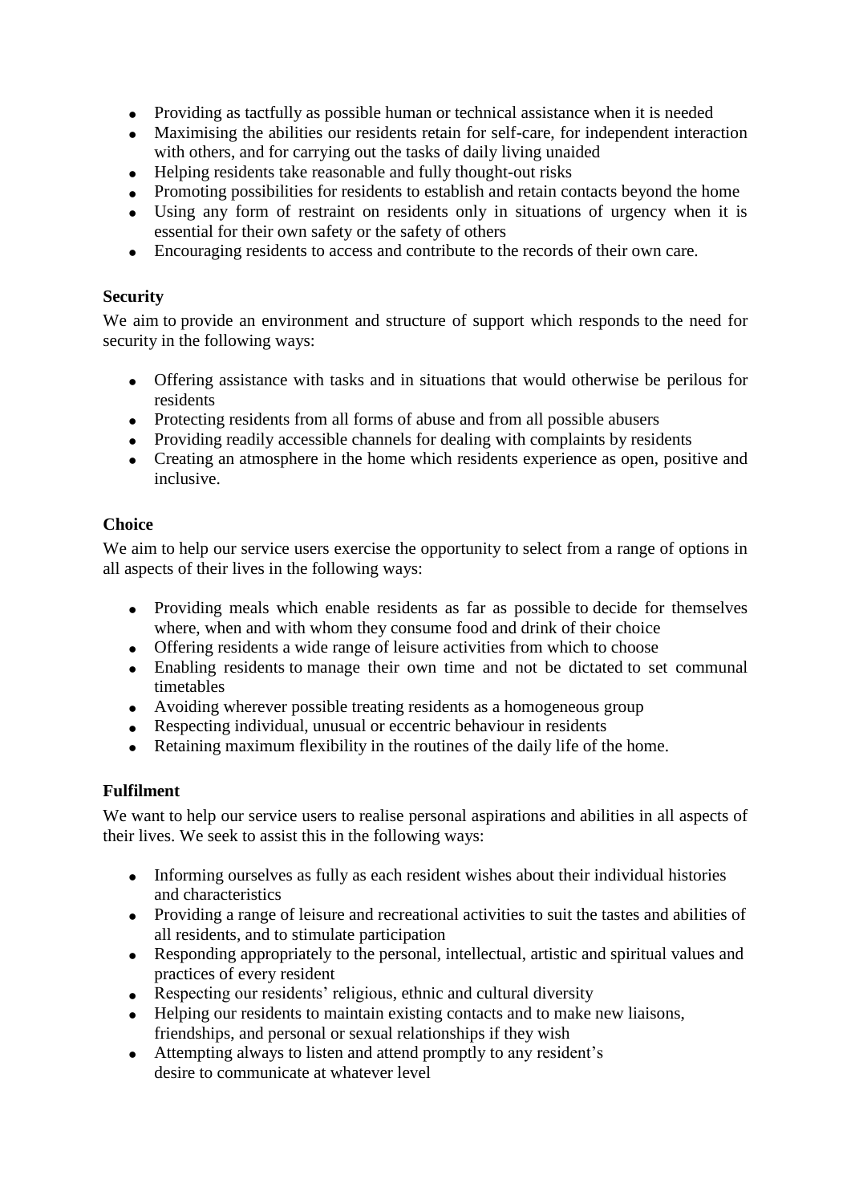- Providing as tactfully as possible human or technical assistance when it is needed
- Maximising the abilities our residents retain for self-care, for independent interaction with others, and for carrying out the tasks of daily living unaided
- Helping residents take reasonable and fully thought-out risks
- Promoting possibilities for residents to establish and retain contacts beyond the home
- Using any form of restraint on residents only in situations of urgency when it is essential for their own safety or the safety of others
- Encouraging residents to access and contribute to the records of their own care.

**Security**

We aim to provide an environment and structure of support which responds to the need for security in the following ways:

- Offering assistance with tasks and in situations that would otherwise be perilous for residents
- Protecting residents from all forms of abuse and from all possible abusers
- Providing readily accessible channels for dealing with complaints by residents
- Creating an atmosphere in the home which residents experience as open, positive and inclusive.

**Choice**

We aim to help our service users exercise the opportunity to select from a range of options in all aspects of their lives in the following ways:

- Providing meals which enable residents as far as possible to decide for themselves where, when and with whom they consume food and drink of their choice
- Offering residents a wide range of leisure activities from which to choose
- Enabling residents to manage their own time and not be dictated to set communal timetables
- Avoiding wherever possible treating residents as a homogeneous group
- Respecting individual, unusual or eccentric behaviour in residents
- Retaining maximum flexibility in the routines of the daily life of the home.

**Fulfilment**

We want to help our service users to realise personal aspirations and abilities in all aspects of their lives. We seek to assist this in the following ways:

- Informing ourselves as fully as each resident wishes about their individual histories and characteristics
- Providing a range of leisure and recreational activities to suit the tastes and abilities of all residents, and to stimulate participation
- Responding appropriately to the personal, intellectual, artistic and spiritual values and practices of every resident
- Respecting our residents' religious, ethnic and cultural diversity
- Helping our residents to maintain existing contacts and to make new liaisons, friendships, and personal or sexual relationships if they wish
- Attempting always to listen and attend promptly to any resident's desire to communicate at whatever level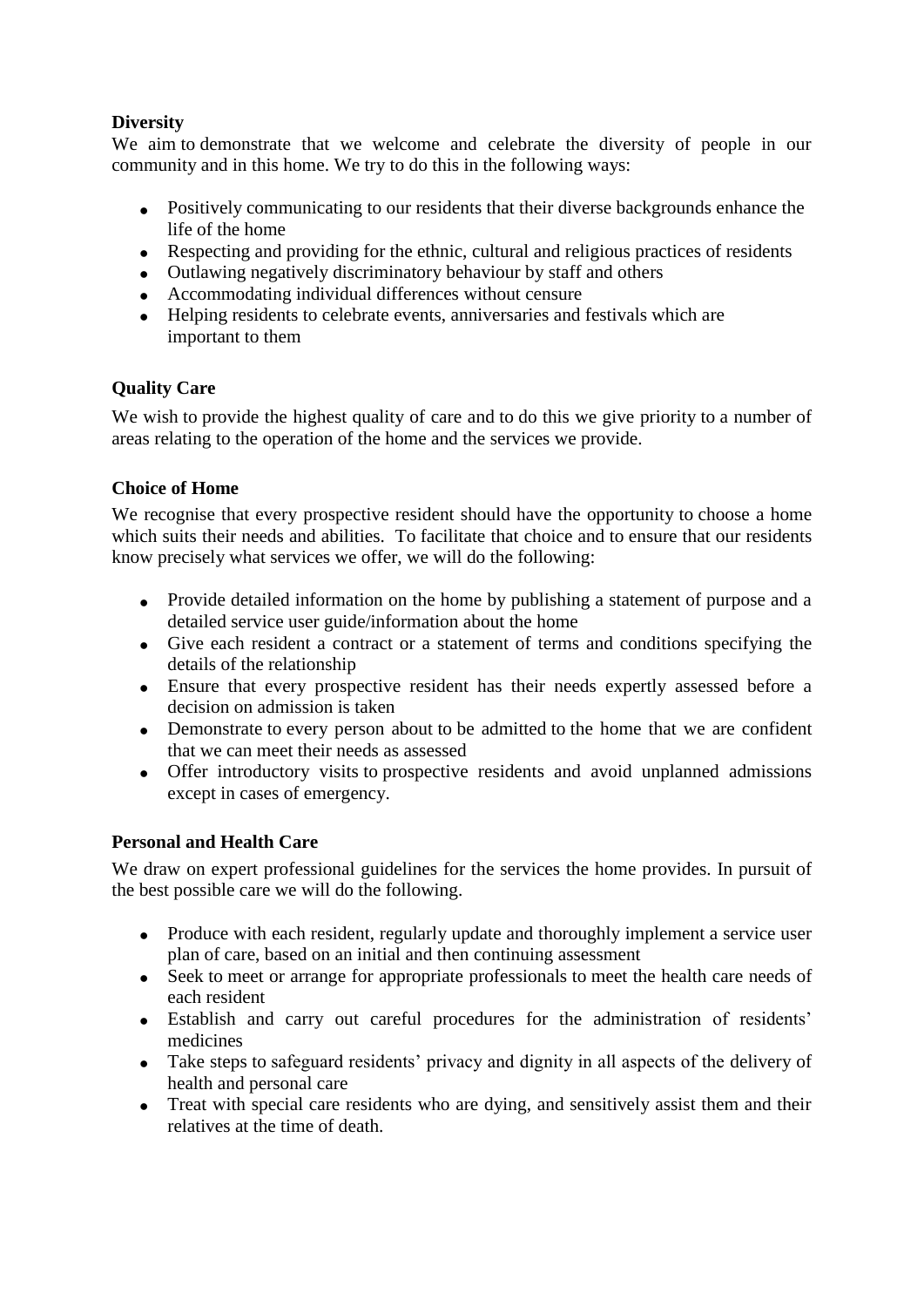**Diversity**

We aim to demonstrate that we welcome and celebrate the diversity of people in our community and in this home. We try to do this in the following ways:

- Positively communicating to our residents that their diverse backgrounds enhance the life of the home
- Respecting and providing for the ethnic, cultural and religious practices of residents
- Outlawing negatively discriminatory behaviour by staff and others
- Accommodating individual differences without censure
- Helping residents to celebrate events, anniversaries and festivals which are important to them

**Quality Care**

We wish to provide the highest quality of care and to do this we give priority to a number of areas relating to the operation of the home and the services we provide.

**Choice of Home**

We recognise that every prospective resident should have the opportunity to choose a home which suits their needs and abilities. To facilitate that choice and to ensure that our residents know precisely what services we offer, we will do the following:

- Provide detailed information on the home by publishing a statement of purpose and a detailed service user guide/information about the home
- Give each resident a contract or a statement of terms and conditions specifying the details of the relationship
- Ensure that every prospective resident has their needs expertly assessed before a decision on admission is taken
- Demonstrate to every person about to be admitted to the home that we are confident that we can meet their needs as assessed
- Offer introductory visits to prospective residents and avoid unplanned admissions except in cases of emergency.

**Personal and Health Care**

We draw on expert professional guidelines for the services the home provides. In pursuit of the best possible care we will do the following.

- Produce with each resident, regularly update and thoroughly implement a service user plan of care, based on an initial and then continuing assessment
- Seek to meet or arrange for appropriate professionals to meet the health care needs of each resident
- Establish and carry out careful procedures for the administration of residents' medicines
- Take steps to safeguard residents' privacy and dignity in all aspects of the delivery of health and personal care
- Treat with special care residents who are dying, and sensitively assist them and their relatives at the time of death.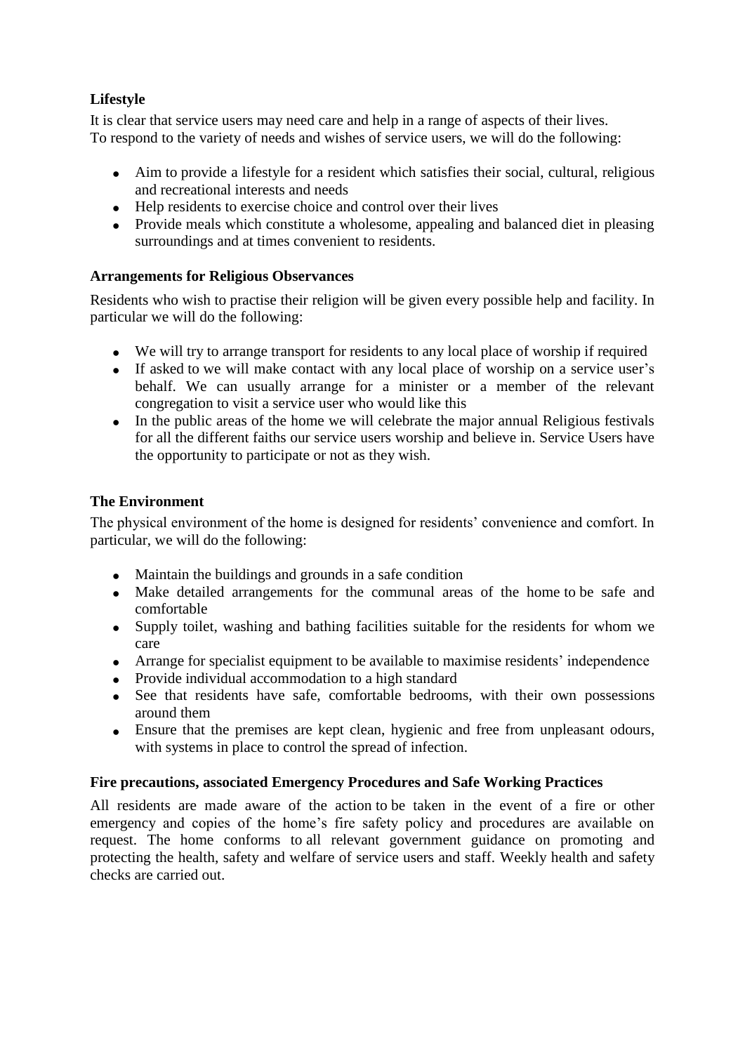**Lifestyle**

It is clear that service users may need care and help in a range of aspects of their lives.
To respond to the variety of needs and wishes of service users, we will do the following:

- Aim to provide a lifestyle for a resident which satisfies their social, cultural, religious and recreational interests and needs
- Help residents to exercise choice and control over their lives
- Provide meals which constitute a wholesome, appealing and balanced diet in pleasing surroundings and at times convenient to residents.

**Arrangements for Religious Observances**

Residents who wish to practise their religion will be given every possible help and facility. In particular we will do the following:

- We will try to arrange transport for residents to any local place of worship if required
- If asked to we will make contact with any local place of worship on a service user's behalf. We can usually arrange for a minister or a member of the relevant congregation to visit a service user who would like this
- In the public areas of the home we will celebrate the major annual Religious festivals for all the different faiths our service users worship and believe in. Service Users have the opportunity to participate or not as they wish.

**The Environment**

The physical environment of the home is designed for residents' convenience and comfort. In particular, we will do the following:

- Maintain the buildings and grounds in a safe condition
- Make detailed arrangements for the communal areas of the home to be safe and comfortable
- Supply toilet, washing and bathing facilities suitable for the residents for whom we care
- Arrange for specialist equipment to be available to maximise residents' independence
- Provide individual accommodation to a high standard
- See that residents have safe, comfortable bedrooms, with their own possessions around them
- Ensure that the premises are kept clean, hygienic and free from unpleasant odours, with systems in place to control the spread of infection.

**Fire precautions, associated Emergency Procedures and Safe Working Practices**

All residents are made aware of the action to be taken in the event of a fire or other emergency and copies of the home's fire safety policy and procedures are available on request. The home conforms to all relevant government guidance on promoting and protecting the health, safety and welfare of service users and staff. Weekly health and safety checks are carried out.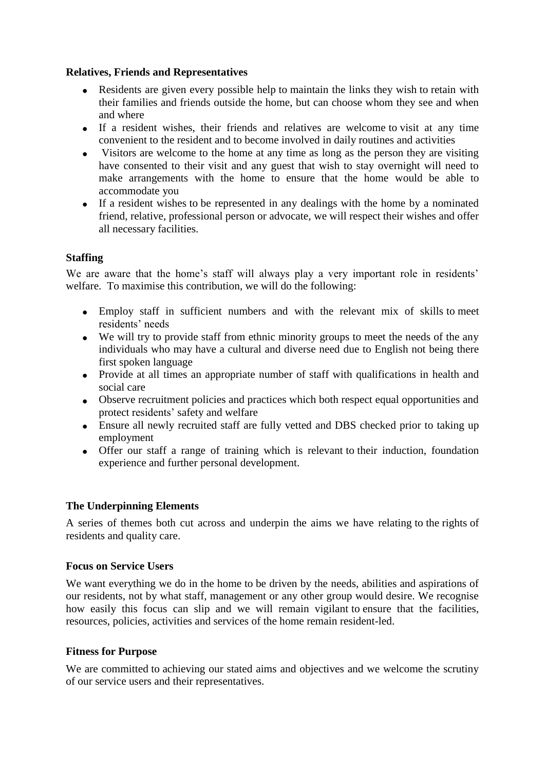**Relatives, Friends and Representatives**

- Residents are given every possible help to maintain the links they wish to retain with their families and friends outside the home, but can choose whom they see and when and where
- If a resident wishes, their friends and relatives are welcome to visit at any time convenient to the resident and to become involved in daily routines and activities
- Visitors are welcome to the home at any time as long as the person they are visiting have consented to their visit and any guest that wish to stay overnight will need to make arrangements with the home to ensure that the home would be able to accommodate you
- If a resident wishes to be represented in any dealings with the home by a nominated friend, relative, professional person or advocate, we will respect their wishes and offer all necessary facilities.

**Staffing**

We are aware that the home's staff will always play a very important role in residents' welfare. To maximise this contribution, we will do the following:

- Employ staff in sufficient numbers and with the relevant mix of skills to meet residents' needs
- We will try to provide staff from ethnic minority groups to meet the needs of the any individuals who may have a cultural and diverse need due to English not being there first spoken language
- Provide at all times an appropriate number of staff with qualifications in health and social care
- Observe recruitment policies and practices which both respect equal opportunities and protect residents' safety and welfare
- Ensure all newly recruited staff are fully vetted and DBS checked prior to taking up employment
- Offer our staff a range of training which is relevant to their induction, foundation experience and further personal development.

**The Underpinning Elements**

A series of themes both cut across and underpin the aims we have relating to the rights of residents and quality care.

**Focus on Service Users**

We want everything we do in the home to be driven by the needs, abilities and aspirations of our residents, not by what staff, management or any other group would desire. We recognise how easily this focus can slip and we will remain vigilant to ensure that the facilities, resources, policies, activities and services of the home remain resident-led.

**Fitness for Purpose**

We are committed to achieving our stated aims and objectives and we welcome the scrutiny of our service users and their representatives.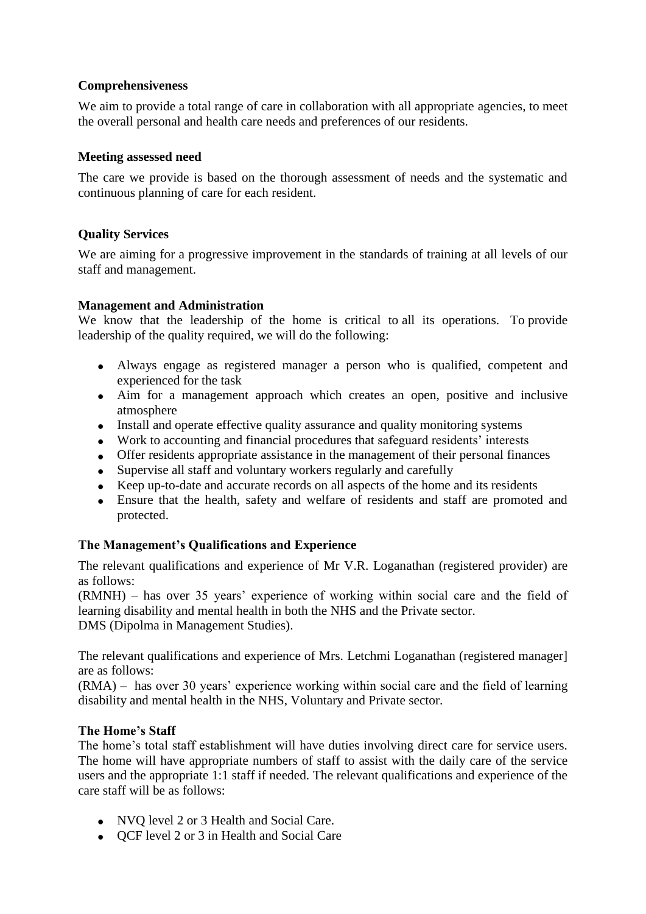**Comprehensiveness**

We aim to provide a total range of care in collaboration with all appropriate agencies, to meet the overall personal and health care needs and preferences of our residents.

**Meeting assessed need**

The care we provide is based on the thorough assessment of needs and the systematic and continuous planning of care for each resident.

**Quality Services**

We are aiming for a progressive improvement in the standards of training at all levels of our staff and management.

**Management and Administration**

We know that the leadership of the home is critical to all its operations. To provide leadership of the quality required, we will do the following:

- Always engage as registered manager a person who is qualified, competent and experienced for the task
- Aim for a management approach which creates an open, positive and inclusive atmosphere
- Install and operate effective quality assurance and quality monitoring systems
- Work to accounting and financial procedures that safeguard residents' interests
- Offer residents appropriate assistance in the management of their personal finances
- Supervise all staff and voluntary workers regularly and carefully
- Keep up-to-date and accurate records on all aspects of the home and its residents
- Ensure that the health, safety and welfare of residents and staff are promoted and protected.

**The Management's Qualifications and Experience**

The relevant qualifications and experience of Mr V.R. Loganathan (registered provider) are as follows:
(RMNH) – has over 35 years' experience of working within social care and the field of learning disability and mental health in both the NHS and the Private sector.
DMS (Dipolma in Management Studies).

The relevant qualifications and experience of Mrs. Letchmi Loganathan (registered manager] are as follows:
(RMA) – has over 30 years' experience working within social care and the field of learning disability and mental health in the NHS, Voluntary and Private sector.

**The Home's Staff**

The home's total staff establishment will have duties involving direct care for service users. The home will have appropriate numbers of staff to assist with the daily care of the service users and the appropriate 1:1 staff if needed. The relevant qualifications and experience of the care staff will be as follows:

- NVQ level 2 or 3 Health and Social Care.
- QCF level 2 or 3 in Health and Social Care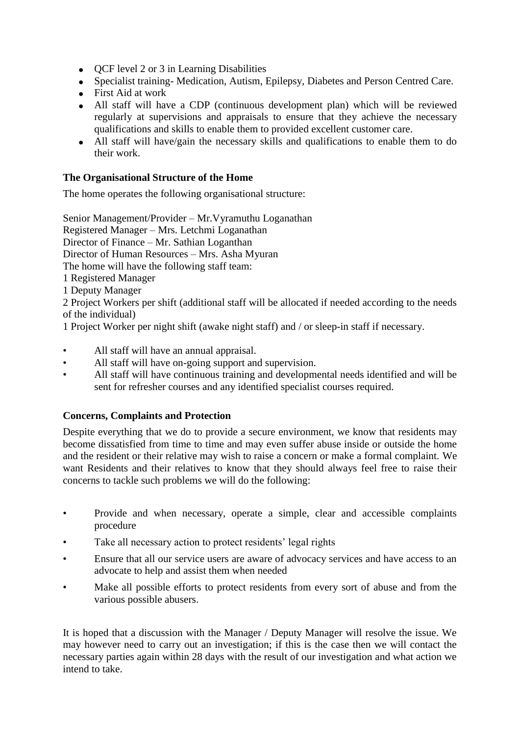- QCF level 2 or 3 in Learning Disabilities
- Specialist training- Medication, Autism, Epilepsy, Diabetes and Person Centred Care.
- First Aid at work
- All staff will have a CDP (continuous development plan) which will be reviewed regularly at supervisions and appraisals to ensure that they achieve the necessary qualifications and skills to enable them to provided excellent customer care.
- All staff will have/gain the necessary skills and qualifications to enable them to do their work.

**The Organisational Structure of the Home**

The home operates the following organisational structure:

Senior Management/Provider – Mr.Vyramuthu Loganathan
Registered Manager – Mrs. Letchmi Loganathan
Director of Finance – Mr. Sathian Loganthan
Director of Human Resources – Mrs. Asha Myuran
The home will have the following staff team:
1 Registered Manager
1 Deputy Manager
2 Project Workers per shift (additional staff will be allocated if needed according to the needs of the individual)
1 Project Worker per night shift (awake night staff) and / or sleep-in staff if necessary.

- All staff will have an annual appraisal.
- All staff will have on-going support and supervision.
- All staff will have continuous training and developmental needs identified and will be sent for refresher courses and any identified specialist courses required.

**Concerns, Complaints and Protection**

Despite everything that we do to provide a secure environment, we know that residents may become dissatisfied from time to time and may even suffer abuse inside or outside the home and the resident or their relative may wish to raise a concern or make a formal complaint. We want Residents and their relatives to know that they should always feel free to raise their concerns to tackle such problems we will do the following:

- Provide and when necessary, operate a simple, clear and accessible complaints procedure
- Take all necessary action to protect residents' legal rights
- Ensure that all our service users are aware of advocacy services and have access to an advocate to help and assist them when needed
- Make all possible efforts to protect residents from every sort of abuse and from the various possible abusers.

It is hoped that a discussion with the Manager / Deputy Manager will resolve the issue. We may however need to carry out an investigation; if this is the case then we will contact the necessary parties again within 28 days with the result of our investigation and what action we intend to take.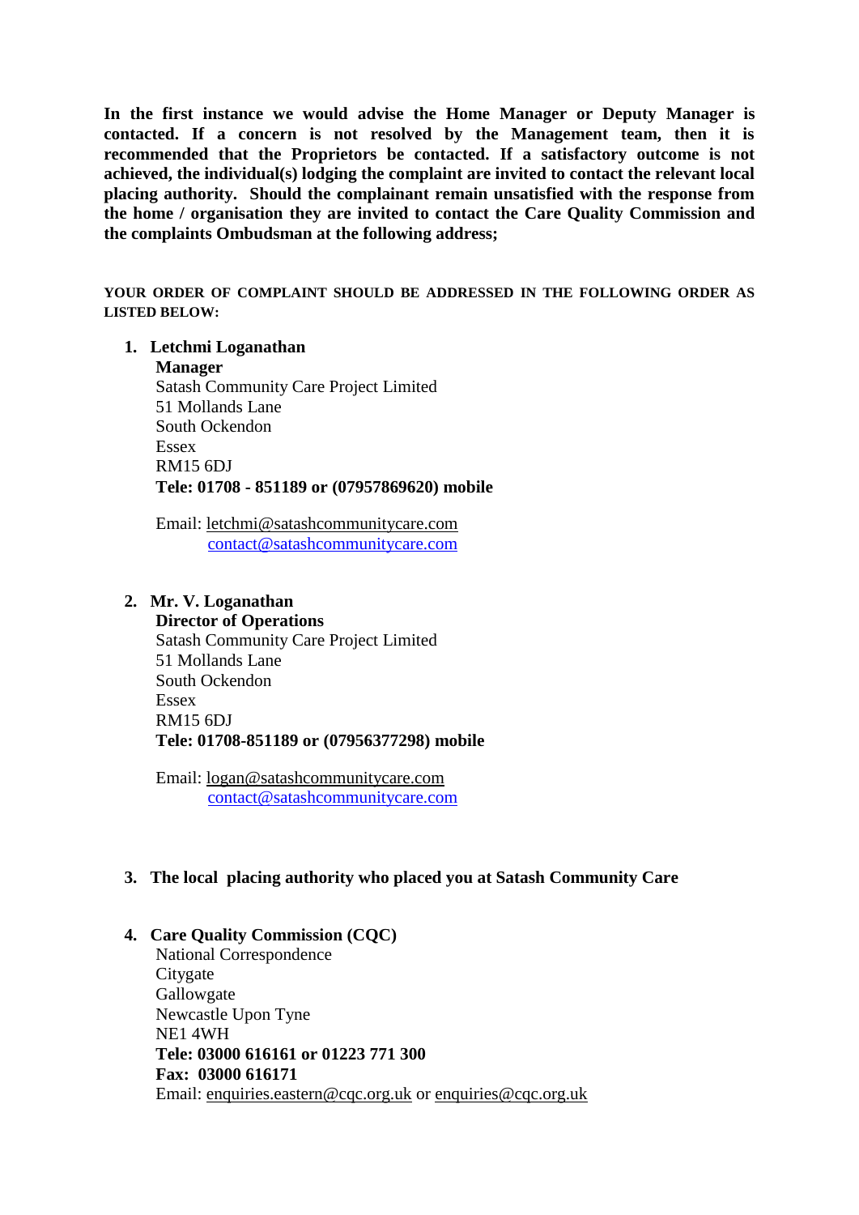**In the first instance we would advise the Home Manager or Deputy Manager is contacted. If a concern is not resolved by the Management team, then it is recommended that the Proprietors be contacted. If a satisfactory outcome is not achieved, the individual(s) lodging the complaint are invited to contact the relevant local placing authority. Should the complainant remain unsatisfied with the response from the home / organisation they are invited to contact the Care Quality Commission and the complaints Ombudsman at the following address;**

**YOUR ORDER OF COMPLAINT SHOULD BE ADDRESSED IN THE FOLLOWING ORDER AS LISTED BELOW:**

1. **Letchmi Loganathan**
   **Manager**
   Satash Community Care Project Limited
   51 Mollands Lane
   South Ockendon
   Essex
   RM15 6DJ
   **Tele: 01708 - 851189 or (07957869620) mobile**

   Email: letchmi@satashcommunitycare.com
   contact@satashcommunitycare.com

2. **Mr. V. Loganathan**
   **Director of Operations**
   Satash Community Care Project Limited
   51 Mollands Lane
   South Ockendon
   Essex
   RM15 6DJ
   **Tele: 01708-851189 or (07956377298) mobile**

   Email: logan@satashcommunitycare.com
   contact@satashcommunitycare.com

3. **The local placing authority who placed you at Satash Community Care**

4. **Care Quality Commission (CQC)**
   National Correspondence
   Citygate
   Gallowgate
   Newcastle Upon Tyne
   NE1 4WH
   **Tele: 03000 616161 or 01223 771 300**
   **Fax: 03000 616171**
   Email: enquiries.eastern@cqc.org.uk or enquiries@cqc.org.uk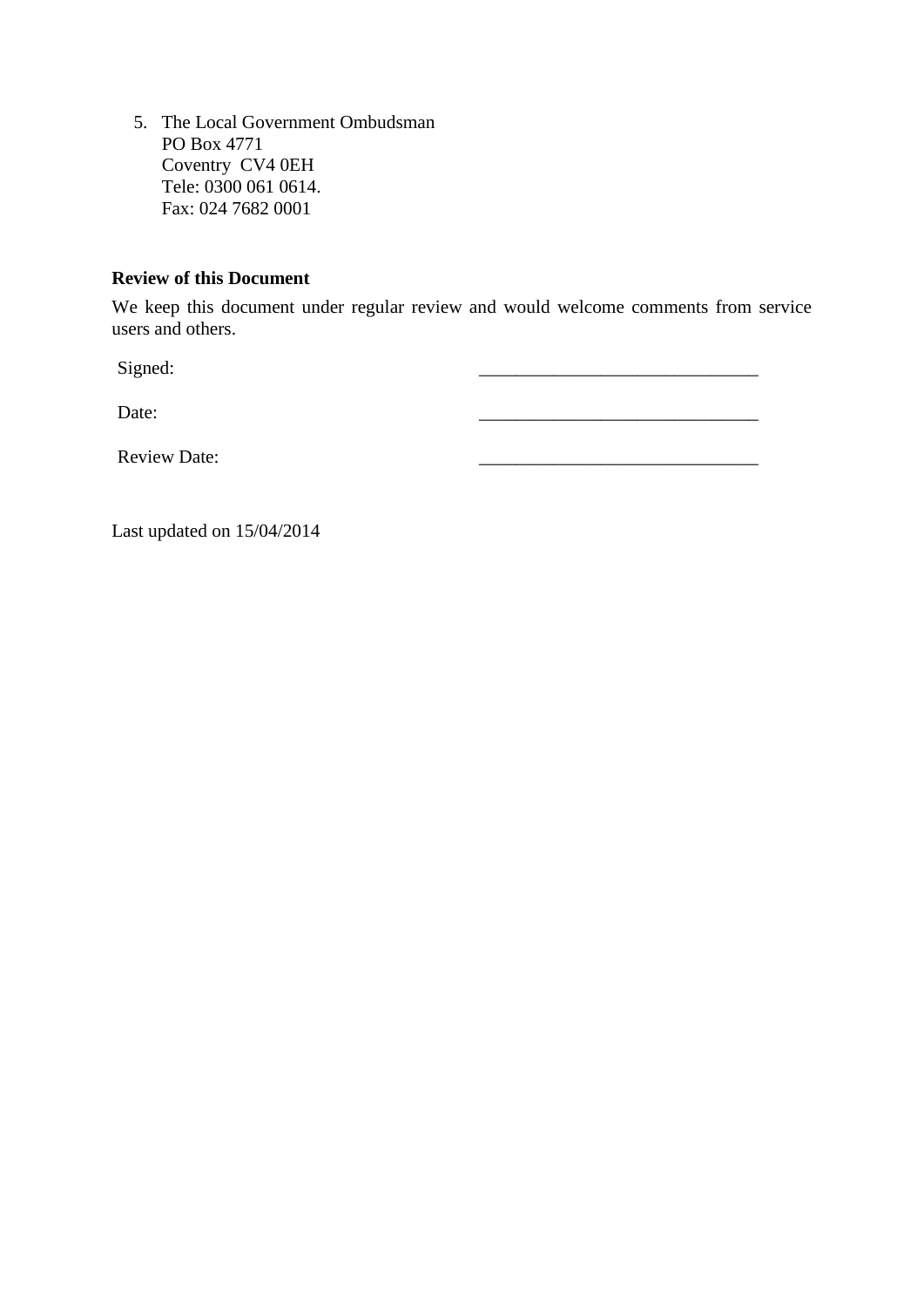5. The Local Government Ombudsman
   PO Box 4771
   Coventry  CV4 0EH
   Tele: 0300 061 0614.
   Fax: 024 7682 0001

**Review of this Document**

We keep this document under regular review and would welcome comments from service users and others.

| | |
|---|---|
| Signed: | ______________________________ |
| Date: | ______________________________ |
| Review Date: | ______________________________ |

Last updated on 15/04/2014